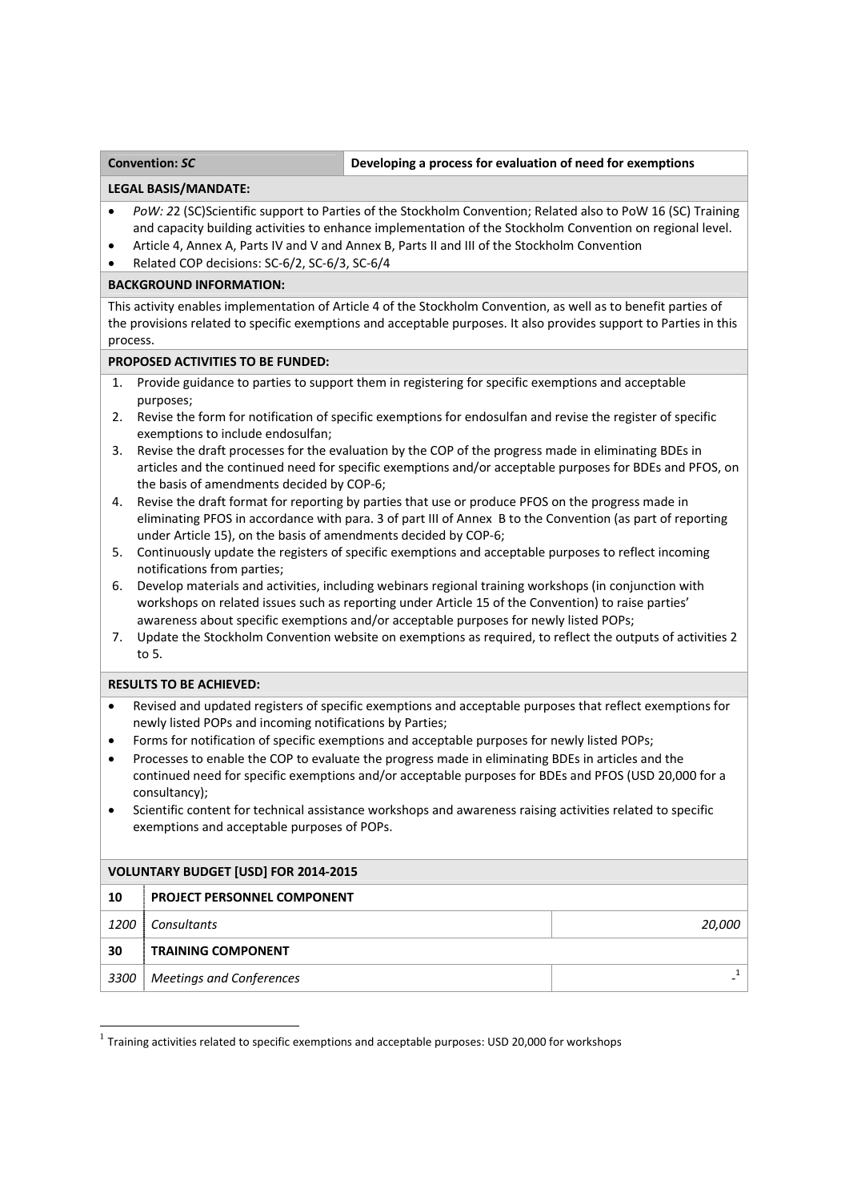| **Convention:** ***SC*** | **Developing a process for evaluation of need for exemptions** |
|---|---|

**LEGAL BASIS/MANDATE:**

- *PoW: 2*2 (SC)Scientific support to Parties of the Stockholm Convention; Related also to PoW 16 (SC) Training and capacity building activities to enhance implementation of the Stockholm Convention on regional level.
- Article 4, Annex A, Parts IV and V and Annex B, Parts II and III of the Stockholm Convention
- Related COP decisions: SC-6/2, SC-6/3, SC-6/4

**BACKGROUND INFORMATION:**

This activity enables implementation of Article 4 of the Stockholm Convention, as well as to benefit parties of the provisions related to specific exemptions and acceptable purposes. It also provides support to Parties in this process.

**PROPOSED ACTIVITIES TO BE FUNDED:**

1. Provide guidance to parties to support them in registering for specific exemptions and acceptable purposes;
2. Revise the form for notification of specific exemptions for endosulfan and revise the register of specific exemptions to include endosulfan;
3. Revise the draft processes for the evaluation by the COP of the progress made in eliminating BDEs in articles and the continued need for specific exemptions and/or acceptable purposes for BDEs and PFOS, on the basis of amendments decided by COP-6;
4. Revise the draft format for reporting by parties that use or produce PFOS on the progress made in eliminating PFOS in accordance with para. 3 of part III of Annex B to the Convention (as part of reporting under Article 15), on the basis of amendments decided by COP-6;
5. Continuously update the registers of specific exemptions and acceptable purposes to reflect incoming notifications from parties;
6. Develop materials and activities, including webinars regional training workshops (in conjunction with workshops on related issues such as reporting under Article 15 of the Convention) to raise parties' awareness about specific exemptions and/or acceptable purposes for newly listed POPs;
7. Update the Stockholm Convention website on exemptions as required, to reflect the outputs of activities 2 to 5.

**RESULTS TO BE ACHIEVED:**

- Revised and updated registers of specific exemptions and acceptable purposes that reflect exemptions for newly listed POPs and incoming notifications by Parties;
- Forms for notification of specific exemptions and acceptable purposes for newly listed POPs;
- Processes to enable the COP to evaluate the progress made in eliminating BDEs in articles and the continued need for specific exemptions and/or acceptable purposes for BDEs and PFOS (USD 20,000 for a consultancy);
- Scientific content for technical assistance workshops and awareness raising activities related to specific exemptions and acceptable purposes of POPs.

| **VOLUNTARY BUDGET [USD] FOR 2014-2015** | | |
|---|---|---|
| **10** | **PROJECT PERSONNEL COMPONENT** | |
| *1200* | *Consultants* | *20,000* |
| **30** | **TRAINING COMPONENT** | |
| *3300* | *Meetings and Conferences* | -[1] |

[1] Training activities related to specific exemptions and acceptable purposes: USD 20,000 for workshops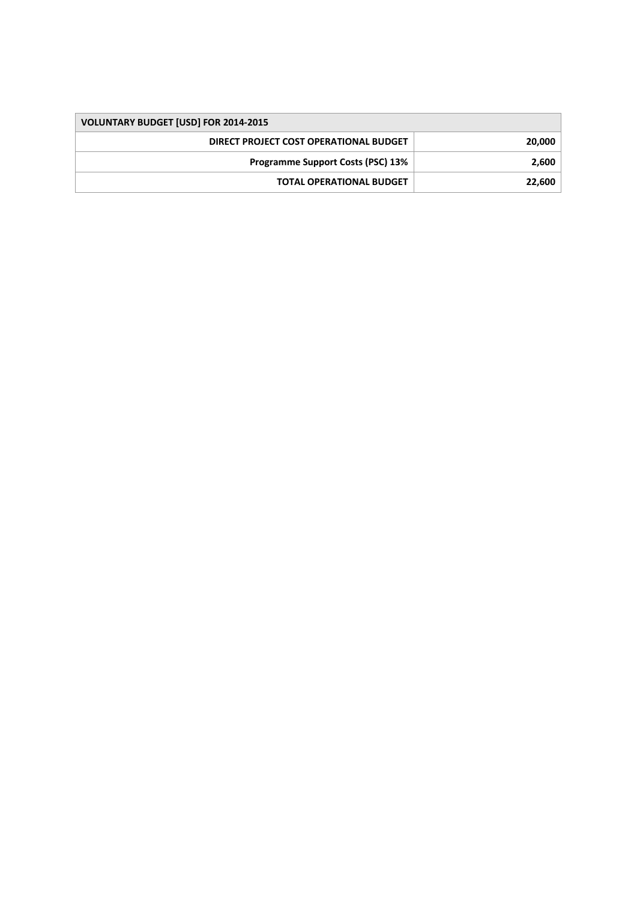| VOLUNTARY BUDGET [USD] FOR 2014-2015 | |
|---|---|
| **DIRECT PROJECT COST OPERATIONAL BUDGET** | **20,000** |
| **Programme Support Costs (PSC) 13%** | **2,600** |
| **TOTAL OPERATIONAL BUDGET** | **22,600** |